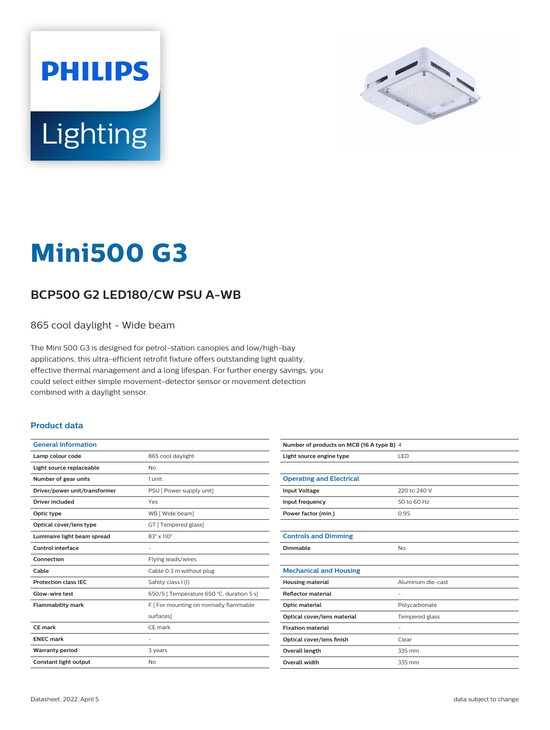PHILIPS

Lighting

# Mini500 G3

## BCP500 G2 LED180/CW PSU A-WB

865 cool daylight - Wide beam

The Mini 500 G3 is designed for petrol-station canopies and low/high-bay applications, this ultra-efficient retrofit fixture offers outstanding light quality, effective thermal management and a long lifespan. For further energy savings, you could select either simple movement-detector sensor or movement detection combined with a daylight sensor.

### Product data

| General Information | |
|---|---|
| Lamp colour code | 865 cool daylight |
| Light source replaceable | No |
| Number of gear units | 1 unit |
| Driver/power unit/transformer | PSU [ Power supply unit] |
| Driver included | Yes |
| Optic type | WB [ Wide beam] |
| Optical cover/lens type | GT [ Tempered glass] |
| Luminaire light beam spread | 83° x 110° |
| Control interface | - |
| Connection | Flying leads/wires |
| Cable | Cable 0.3 m without plug |
| Protection class IEC | Safety class I (I) |
| Glow-wire test | 650/5 [ Temperature 650 °C, duration 5 s] |
| Flammability mark | F [ For mounting on normally flammable surfaces] |
| CE mark | CE mark |
| ENEC mark | - |
| Warranty period | 3 years |
| Constant light output | No |
| Number of products on MCB (16 A type B) | 4 |
| Light source engine type | LED |

| Operating and Electrical | |
|---|---|
| Input Voltage | 220 to 240 V |
| Input frequency | 50 to 60 Hz |
| Power factor (min.) | 0.95 |

| Controls and Dimming | |
|---|---|
| Dimmable | No |

| Mechanical and Housing | |
|---|---|
| Housing material | Aluminum die-cast |
| Reflector material | - |
| Optic material | Polycarbonate |
| Optical cover/lens material | Tempered glass |
| Fixation material | - |
| Optical cover/lens finish | Clear |
| Overall length | 335 mm |
| Overall width | 335 mm |

Datasheet, 2022, April 5

data subject to change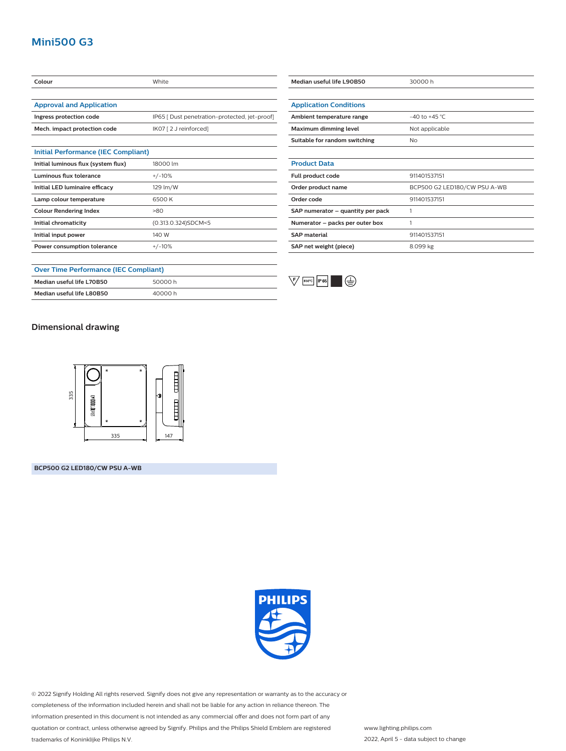## Mini500 G3

| | |
|---|---|
| Colour | White |

### Approval and Application

| | |
|---|---|
| Ingress protection code | IP65 [ Dust penetration-protected, jet-proof] |
| Mech. impact protection code | IK07 [ 2 J reinforced] |

### Initial Performance (IEC Compliant)

| | |
|---|---|
| Initial luminous flux (system flux) | 18000 lm |
| Luminous flux tolerance | +/-10% |
| Initial LED luminaire efficacy | 129 lm/W |
| Lamp colour temperature | 6500 K |
| Colour Rendering Index | >80 |
| Initial chromaticity | (0.313.0.324)SDCM<5 |
| Initial input power | 140 W |
| Power consumption tolerance | +/-10% |

### Over Time Performance (IEC Compliant)

| | |
|---|---|
| Median useful life L70B50 | 50000 h |
| Median useful life L80B50 | 40000 h |
| Median useful life L90B50 | 30000 h |

### Application Conditions

| | |
|---|---|
| Ambient temperature range | -40 to +45 °C |
| Maximum dimming level | Not applicable |
| Suitable for random switching | No |

### Product Data

| | |
|---|---|
| Full product code | 911401537151 |
| Order product name | BCP500 G2 LED180/CW PSU A-WB |
| Order code | 911401537151 |
| SAP numerator – quantity per pack | 1 |
| Numerator – packs per outer box | 1 |
| SAP material | 911401537151 |
| SAP net weight (piece) | 8.099 kg |

F 650°C IP65

## Dimensional drawing

335

335

147

**BCP500 G2 LED180/CW PSU A-WB**

© 2022 Signify Holding All rights reserved. Signify does not give any representation or warranty as to the accuracy or completeness of the information included herein and shall not be liable for any action in reliance thereon. The information presented in this document is not intended as any commercial offer and does not form part of any quotation or contract, unless otherwise agreed by Signify. Philips and the Philips Shield Emblem are registered trademarks of Koninklijke Philips N.V.

www.lighting.philips.com

2022, April 5 - data subject to change